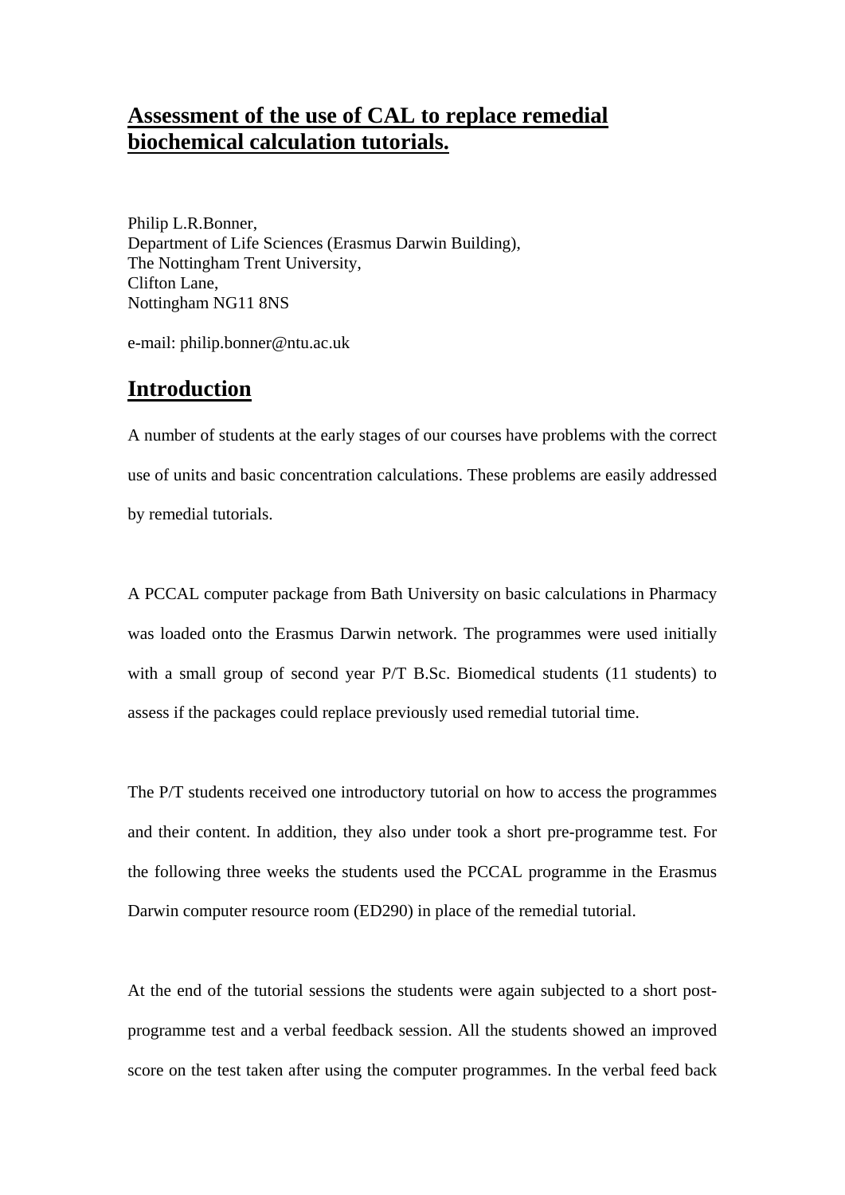# Assessment of the use of CAL to replace remedial biochemical calculation tutorials.

Philip L.R.Bonner,
Department of Life Sciences (Erasmus Darwin Building),
The Nottingham Trent University,
Clifton Lane,
Nottingham NG11 8NS

e-mail: philip.bonner@ntu.ac.uk

## Introduction

A number of students at the early stages of our courses have problems with the correct use of units and basic concentration calculations. These problems are easily addressed by remedial tutorials.

A PCCAL computer package from Bath University on basic calculations in Pharmacy was loaded onto the Erasmus Darwin network. The programmes were used initially with a small group of second year P/T B.Sc. Biomedical students (11 students) to assess if the packages could replace previously used remedial tutorial time.

The P/T students received one introductory tutorial on how to access the programmes and their content. In addition, they also under took a short pre-programme test. For the following three weeks the students used the PCCAL programme in the Erasmus Darwin computer resource room (ED290) in place of the remedial tutorial.

At the end of the tutorial sessions the students were again subjected to a short post-programme test and a verbal feedback session. All the students showed an improved score on the test taken after using the computer programmes. In the verbal feed back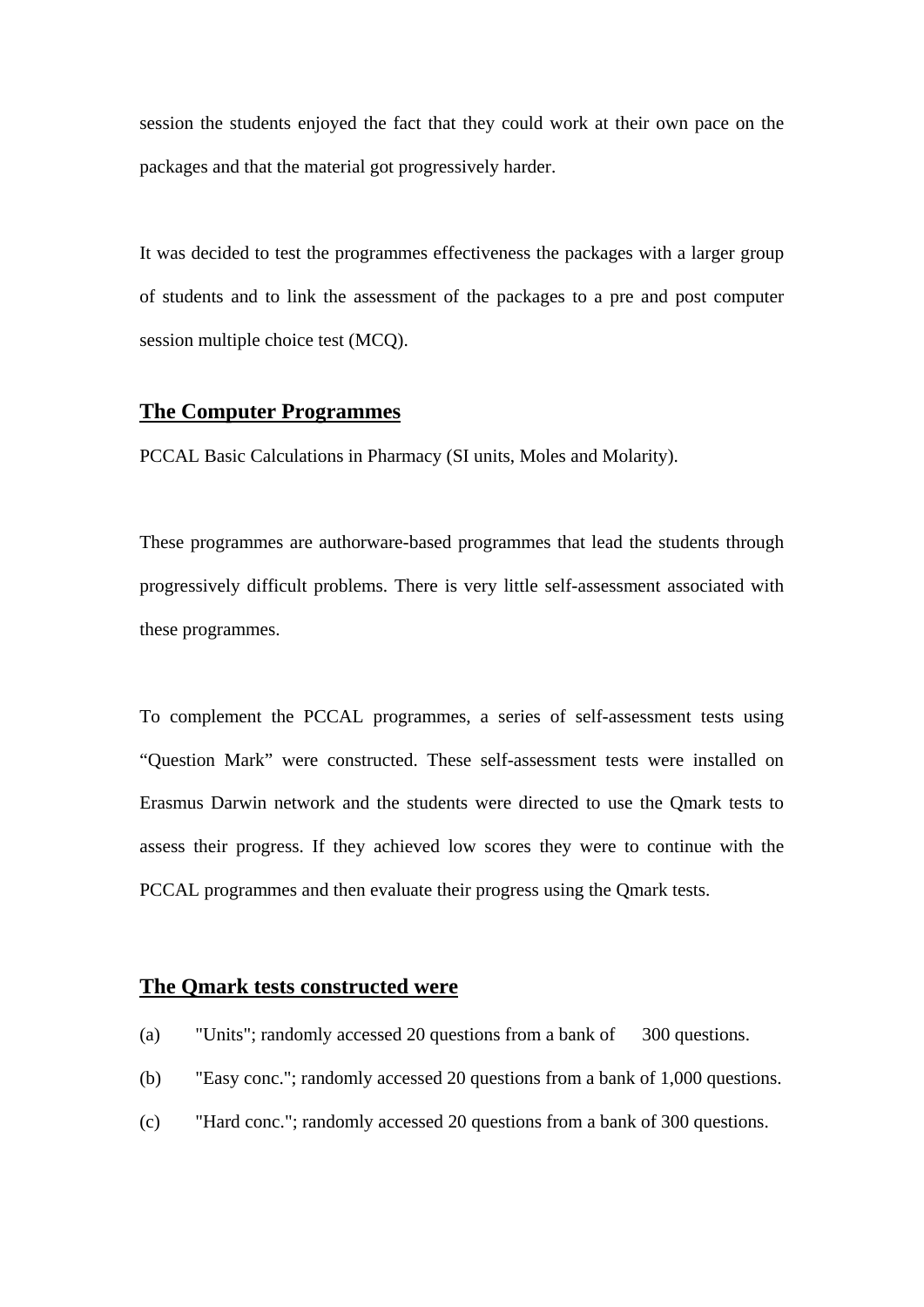session the students enjoyed the fact that they could work at their own pace on the packages and that the material got progressively harder.

It was decided to test the programmes effectiveness the packages with a larger group of students and to link the assessment of the packages to a pre and post computer session multiple choice test (MCQ).

## The Computer Programmes

PCCAL Basic Calculations in Pharmacy (SI units, Moles and Molarity).

These programmes are authorware-based programmes that lead the students through progressively difficult problems. There is very little self-assessment associated with these programmes.

To complement the PCCAL programmes, a series of self-assessment tests using "Question Mark" were constructed. These self-assessment tests were installed on Erasmus Darwin network and the students were directed to use the Qmark tests to assess their progress. If they achieved low scores they were to continue with the PCCAL programmes and then evaluate their progress using the Qmark tests.

## The Qmark tests constructed were

(a) "Units"; randomly accessed 20 questions from a bank of 300 questions.

(b) "Easy conc."; randomly accessed 20 questions from a bank of 1,000 questions.

(c) "Hard conc."; randomly accessed 20 questions from a bank of 300 questions.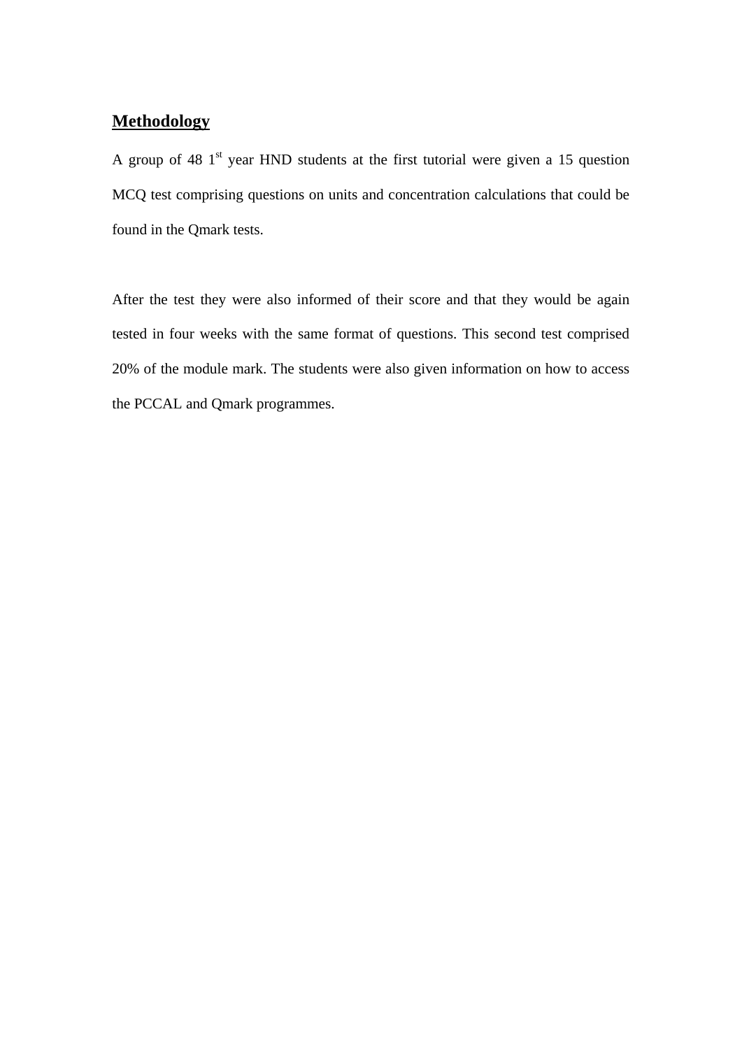## Methodology

A group of 48 1st year HND students at the first tutorial were given a 15 question MCQ test comprising questions on units and concentration calculations that could be found in the Qmark tests.

After the test they were also informed of their score and that they would be again tested in four weeks with the same format of questions. This second test comprised 20% of the module mark. The students were also given information on how to access the PCCAL and Qmark programmes.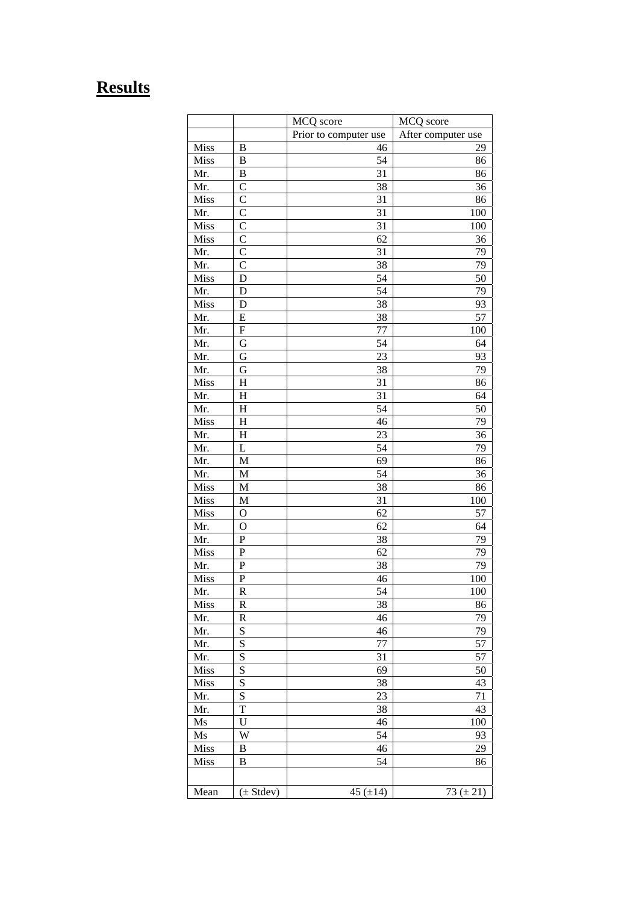# Results

| | | MCQ score | MCQ score |
|---|---|---|---|
| | | Prior to computer use | After computer use |
| Miss | B | 46 | 29 |
| Miss | B | 54 | 86 |
| Mr. | B | 31 | 86 |
| Mr. | C | 38 | 36 |
| Miss | C | 31 | 86 |
| Mr. | C | 31 | 100 |
| Miss | C | 31 | 100 |
| Miss | C | 62 | 36 |
| Mr. | C | 31 | 79 |
| Mr. | C | 38 | 79 |
| Miss | D | 54 | 50 |
| Mr. | D | 54 | 79 |
| Miss | D | 38 | 93 |
| Mr. | E | 38 | 57 |
| Mr. | F | 77 | 100 |
| Mr. | G | 54 | 64 |
| Mr. | G | 23 | 93 |
| Mr. | G | 38 | 79 |
| Miss | H | 31 | 86 |
| Mr. | H | 31 | 64 |
| Mr. | H | 54 | 50 |
| Miss | H | 46 | 79 |
| Mr. | H | 23 | 36 |
| Mr. | L | 54 | 79 |
| Mr. | M | 69 | 86 |
| Mr. | M | 54 | 36 |
| Miss | M | 38 | 86 |
| Miss | M | 31 | 100 |
| Miss | O | 62 | 57 |
| Mr. | O | 62 | 64 |
| Mr. | P | 38 | 79 |
| Miss | P | 62 | 79 |
| Mr. | P | 38 | 79 |
| Miss | P | 46 | 100 |
| Mr. | R | 54 | 100 |
| Miss | R | 38 | 86 |
| Mr. | R | 46 | 79 |
| Mr. | S | 46 | 79 |
| Mr. | S | 77 | 57 |
| Mr. | S | 31 | 57 |
| Miss | S | 69 | 50 |
| Miss | S | 38 | 43 |
| Mr. | S | 23 | 71 |
| Mr. | T | 38 | 43 |
| Ms | U | 46 | 100 |
| Ms | W | 54 | 93 |
| Miss | B | 46 | 29 |
| Miss | B | 54 | 86 |
| | | | |
| Mean | (± Stdev) | 45 (±14) | 73 (± 21) |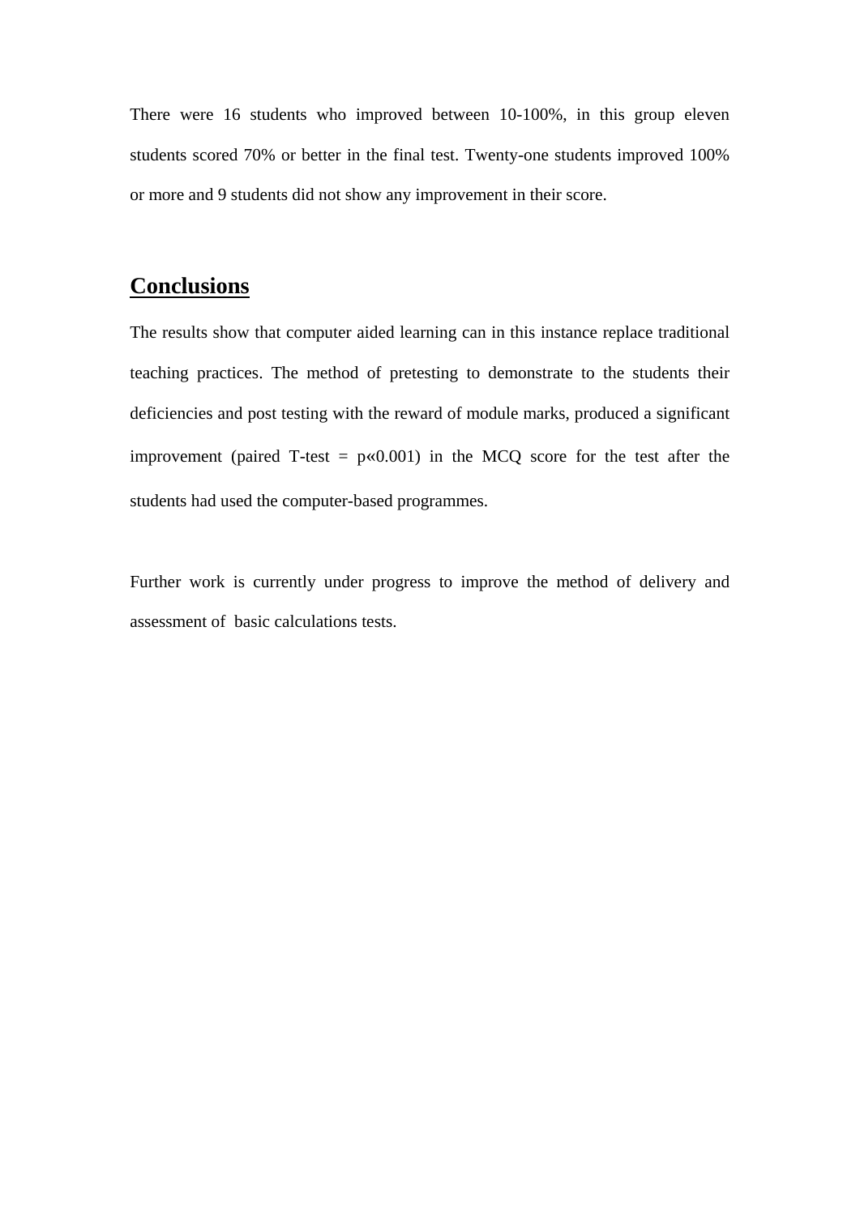There were 16 students who improved between 10-100%, in this group eleven students scored 70% or better in the final test. Twenty-one students improved 100% or more and 9 students did not show any improvement in their score.

## Conclusions

The results show that computer aided learning can in this instance replace traditional teaching practices. The method of pretesting to demonstrate to the students their deficiencies and post testing with the reward of module marks, produced a significant improvement (paired T-test = $p \ll 0.001$) in the MCQ score for the test after the students had used the computer-based programmes.

Further work is currently under progress to improve the method of delivery and assessment of basic calculations tests.